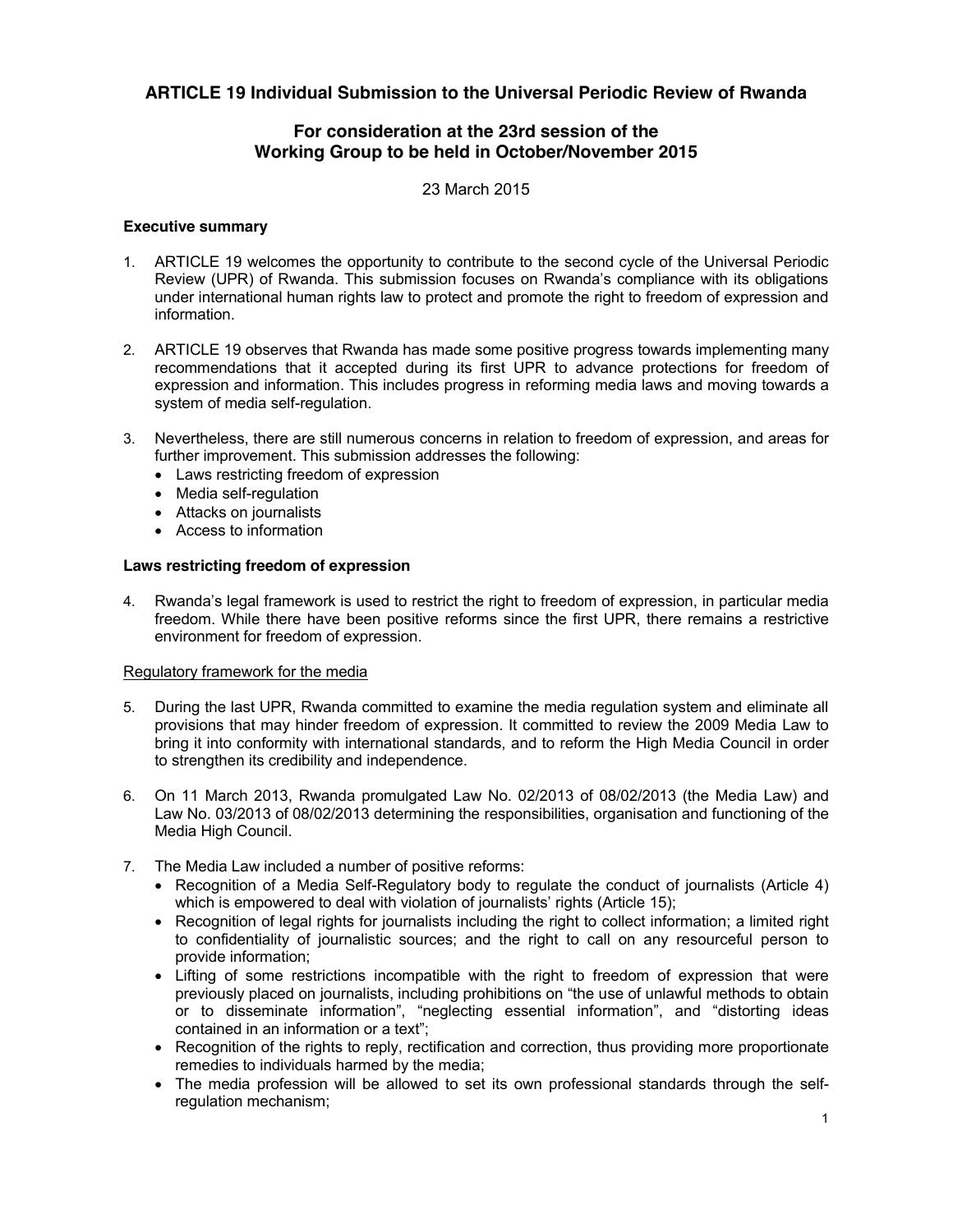# ARTICLE 19 Individual Submission to the Universal Periodic Review of Rwanda

## For consideration at the 23rd session of the Working Group to be held in October/November 2015

23 March 2015

### Executive summary

1. ARTICLE 19 welcomes the opportunity to contribute to the second cycle of the Universal Periodic Review (UPR) of Rwanda. This submission focuses on Rwanda's compliance with its obligations under international human rights law to protect and promote the right to freedom of expression and information.

2. ARTICLE 19 observes that Rwanda has made some positive progress towards implementing many recommendations that it accepted during its first UPR to advance protections for freedom of expression and information. This includes progress in reforming media laws and moving towards a system of media self-regulation.

3. Nevertheless, there are still numerous concerns in relation to freedom of expression, and areas for further improvement. This submission addresses the following:
   - Laws restricting freedom of expression
   - Media self-regulation
   - Attacks on journalists
   - Access to information

### Laws restricting freedom of expression

4. Rwanda's legal framework is used to restrict the right to freedom of expression, in particular media freedom. While there have been positive reforms since the first UPR, there remains a restrictive environment for freedom of expression.

Regulatory framework for the media

5. During the last UPR, Rwanda committed to examine the media regulation system and eliminate all provisions that may hinder freedom of expression. It committed to review the 2009 Media Law to bring it into conformity with international standards, and to reform the High Media Council in order to strengthen its credibility and independence.

6. On 11 March 2013, Rwanda promulgated Law No. 02/2013 of 08/02/2013 (the Media Law) and Law No. 03/2013 of 08/02/2013 determining the responsibilities, organisation and functioning of the Media High Council.

7. The Media Law included a number of positive reforms:
   - Recognition of a Media Self-Regulatory body to regulate the conduct of journalists (Article 4) which is empowered to deal with violation of journalists' rights (Article 15);
   - Recognition of legal rights for journalists including the right to collect information; a limited right to confidentiality of journalistic sources; and the right to call on any resourceful person to provide information;
   - Lifting of some restrictions incompatible with the right to freedom of expression that were previously placed on journalists, including prohibitions on "the use of unlawful methods to obtain or to disseminate information", "neglecting essential information", and "distorting ideas contained in an information or a text";
   - Recognition of the rights to reply, rectification and correction, thus providing more proportionate remedies to individuals harmed by the media;
   - The media profession will be allowed to set its own professional standards through the self-regulation mechanism;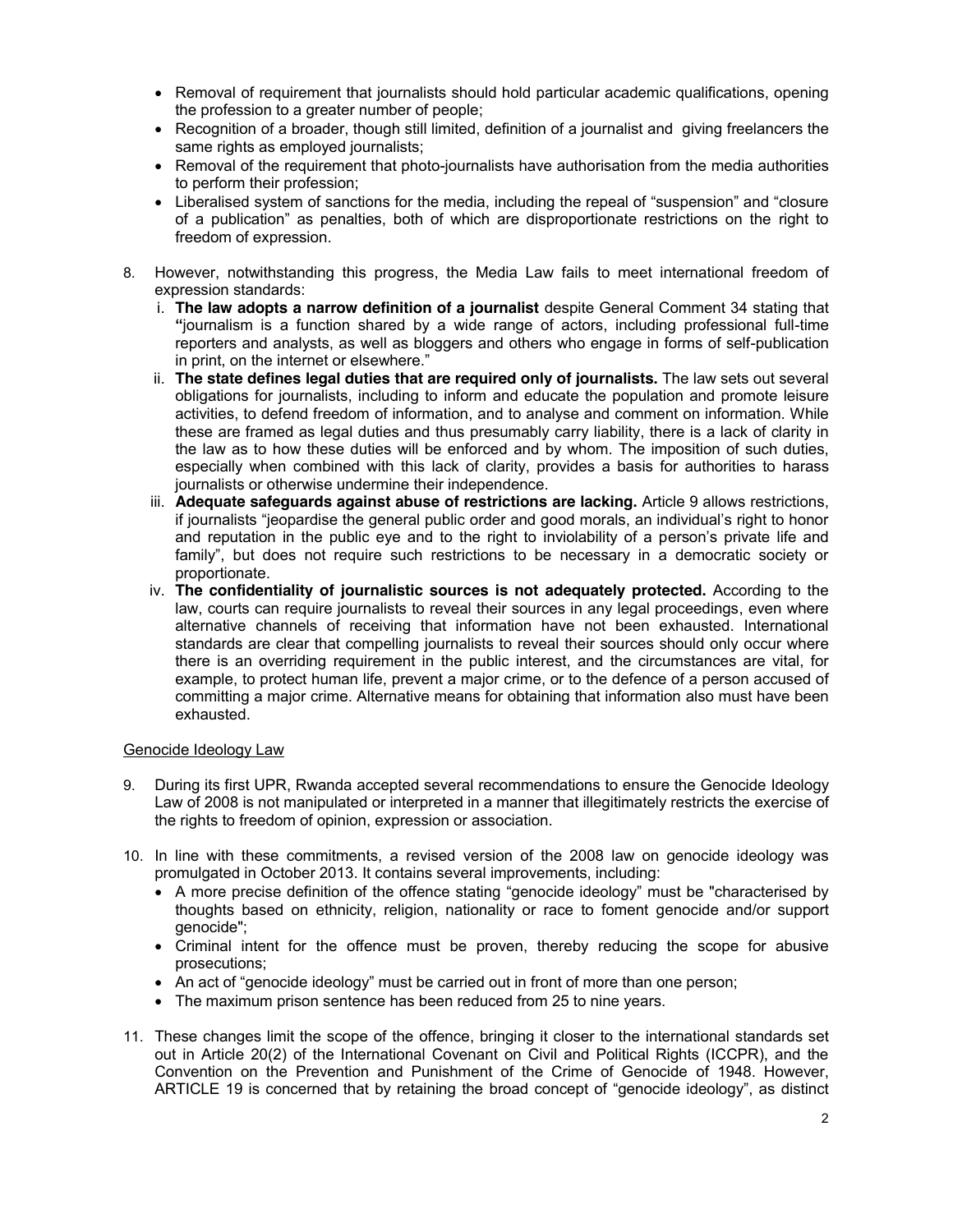- Removal of requirement that journalists should hold particular academic qualifications, opening the profession to a greater number of people;
- Recognition of a broader, though still limited, definition of a journalist and giving freelancers the same rights as employed journalists;
- Removal of the requirement that photo-journalists have authorisation from the media authorities to perform their profession;
- Liberalised system of sanctions for the media, including the repeal of "suspension" and "closure of a publication" as penalties, both of which are disproportionate restrictions on the right to freedom of expression.

8. However, notwithstanding this progress, the Media Law fails to meet international freedom of expression standards:
   i. **The law adopts a narrow definition of a journalist** despite General Comment 34 stating that **"**journalism is a function shared by a wide range of actors, including professional full-time reporters and analysts, as well as bloggers and others who engage in forms of self-publication in print, on the internet or elsewhere."
   ii. **The state defines legal duties that are required only of journalists.** The law sets out several obligations for journalists, including to inform and educate the population and promote leisure activities, to defend freedom of information, and to analyse and comment on information. While these are framed as legal duties and thus presumably carry liability, there is a lack of clarity in the law as to how these duties will be enforced and by whom. The imposition of such duties, especially when combined with this lack of clarity, provides a basis for authorities to harass journalists or otherwise undermine their independence.
   iii. **Adequate safeguards against abuse of restrictions are lacking.** Article 9 allows restrictions, if journalists "jeopardise the general public order and good morals, an individual's right to honor and reputation in the public eye and to the right to inviolability of a person's private life and family", but does not require such restrictions to be necessary in a democratic society or proportionate.
   iv. **The confidentiality of journalistic sources is not adequately protected.** According to the law, courts can require journalists to reveal their sources in any legal proceedings, even where alternative channels of receiving that information have not been exhausted. International standards are clear that compelling journalists to reveal their sources should only occur where there is an overriding requirement in the public interest, and the circumstances are vital, for example, to protect human life, prevent a major crime, or to the defence of a person accused of committing a major crime. Alternative means for obtaining that information also must have been exhausted.

<u>Genocide Ideology Law</u>

9. During its first UPR, Rwanda accepted several recommendations to ensure the Genocide Ideology Law of 2008 is not manipulated or interpreted in a manner that illegitimately restricts the exercise of the rights to freedom of opinion, expression or association.

10. In line with these commitments, a revised version of the 2008 law on genocide ideology was promulgated in October 2013. It contains several improvements, including:
    - A more precise definition of the offence stating "genocide ideology" must be "characterised by thoughts based on ethnicity, religion, nationality or race to foment genocide and/or support genocide";
    - Criminal intent for the offence must be proven, thereby reducing the scope for abusive prosecutions;
    - An act of "genocide ideology" must be carried out in front of more than one person;
    - The maximum prison sentence has been reduced from 25 to nine years.

11. These changes limit the scope of the offence, bringing it closer to the international standards set out in Article 20(2) of the International Covenant on Civil and Political Rights (ICCPR), and the Convention on the Prevention and Punishment of the Crime of Genocide of 1948. However, ARTICLE 19 is concerned that by retaining the broad concept of "genocide ideology", as distinct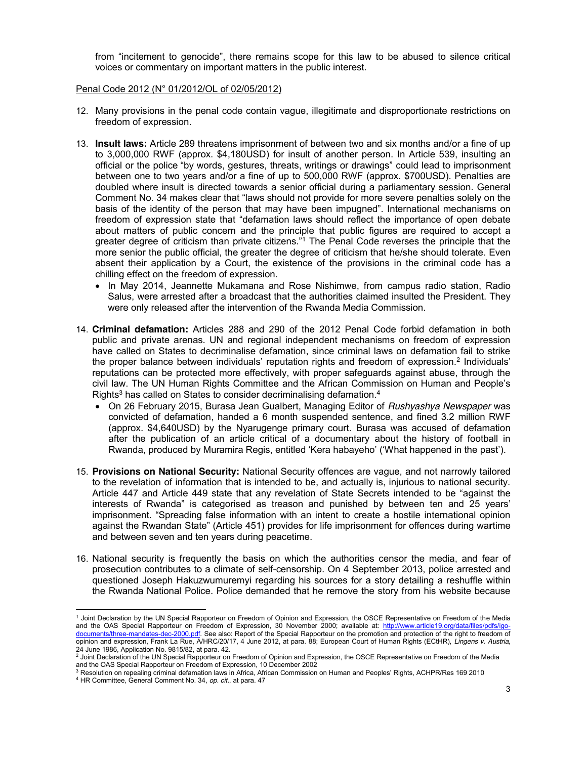from "incitement to genocide", there remains scope for this law to be abused to silence critical voices or commentary on important matters in the public interest.

Penal Code 2012 (N° 01/2012/OL of 02/05/2012)

12. Many provisions in the penal code contain vague, illegitimate and disproportionate restrictions on freedom of expression.

13. **Insult laws:** Article 289 threatens imprisonment of between two and six months and/or a fine of up to 3,000,000 RWF (approx. $4,180USD) for insult of another person. In Article 539, insulting an official or the police "by words, gestures, threats, writings or drawings" could lead to imprisonment between one to two years and/or a fine of up to 500,000 RWF (approx. $700USD). Penalties are doubled where insult is directed towards a senior official during a parliamentary session. General Comment No. 34 makes clear that "laws should not provide for more severe penalties solely on the basis of the identity of the person that may have been impugned". International mechanisms on freedom of expression state that "defamation laws should reflect the importance of open debate about matters of public concern and the principle that public figures are required to accept a greater degree of criticism than private citizens."[1] The Penal Code reverses the principle that the more senior the public official, the greater the degree of criticism that he/she should tolerate. Even absent their application by a Court, the existence of the provisions in the criminal code has a chilling effect on the freedom of expression.
    - In May 2014, Jeannette Mukamana and Rose Nishimwe, from campus radio station, Radio Salus, were arrested after a broadcast that the authorities claimed insulted the President. They were only released after the intervention of the Rwanda Media Commission.

14. **Criminal defamation:** Articles 288 and 290 of the 2012 Penal Code forbid defamation in both public and private arenas. UN and regional independent mechanisms on freedom of expression have called on States to decriminalise defamation, since criminal laws on defamation fail to strike the proper balance between individuals' reputation rights and freedom of expression.[2] Individuals' reputations can be protected more effectively, with proper safeguards against abuse, through the civil law. The UN Human Rights Committee and the African Commission on Human and People's Rights[3] has called on States to consider decriminalising defamation.[4]
    - On 26 February 2015, Burasa Jean Gualbert, Managing Editor of *Rushyashya Newspaper* was convicted of defamation, handed a 6 month suspended sentence, and fined 3.2 million RWF (approx. $4,640USD) by the Nyarugenge primary court. Burasa was accused of defamation after the publication of an article critical of a documentary about the history of football in Rwanda, produced by Muramira Regis, entitled 'Kera habayeho' ('What happened in the past').

15. **Provisions on National Security:** National Security offences are vague, and not narrowly tailored to the revelation of information that is intended to be, and actually is, injurious to national security. Article 447 and Article 449 state that any revelation of State Secrets intended to be "against the interests of Rwanda" is categorised as treason and punished by between ten and 25 years' imprisonment. "Spreading false information with an intent to create a hostile international opinion against the Rwandan State" (Article 451) provides for life imprisonment for offences during wartime and between seven and ten years during peacetime.

16. National security is frequently the basis on which the authorities censor the media, and fear of prosecution contributes to a climate of self-censorship. On 4 September 2013, police arrested and questioned Joseph Hakuzwumuremyi regarding his sources for a story detailing a reshuffle within the Rwanda National Police. Police demanded that he remove the story from his website because

---

[1] Joint Declaration by the UN Special Rapporteur on Freedom of Opinion and Expression, the OSCE Representative on Freedom of the Media and the OAS Special Rapporteur on Freedom of Expression, 30 November 2000; available at: http://www.article19.org/data/files/pdfs/igo-documents/three-mandates-dec-2000.pdf. See also: Report of the Special Rapporteur on the promotion and protection of the right to freedom of opinion and expression, Frank La Rue, A/HRC/20/17, 4 June 2012, at para. 88; European Court of Human Rights (ECtHR), *Lingens v. Austria*, 24 June 1986, Application No. 9815/82, at para. 42.

[2] Joint Declaration of the UN Special Rapporteur on Freedom of Opinion and Expression, the OSCE Representative on Freedom of the Media and the OAS Special Rapporteur on Freedom of Expression, 10 December 2002

[3] Resolution on repealing criminal defamation laws in Africa, African Commission on Human and Peoples' Rights, ACHPR/Res 169 2010

[4] HR Committee, General Comment No. 34, *op. cit.*, at para. 47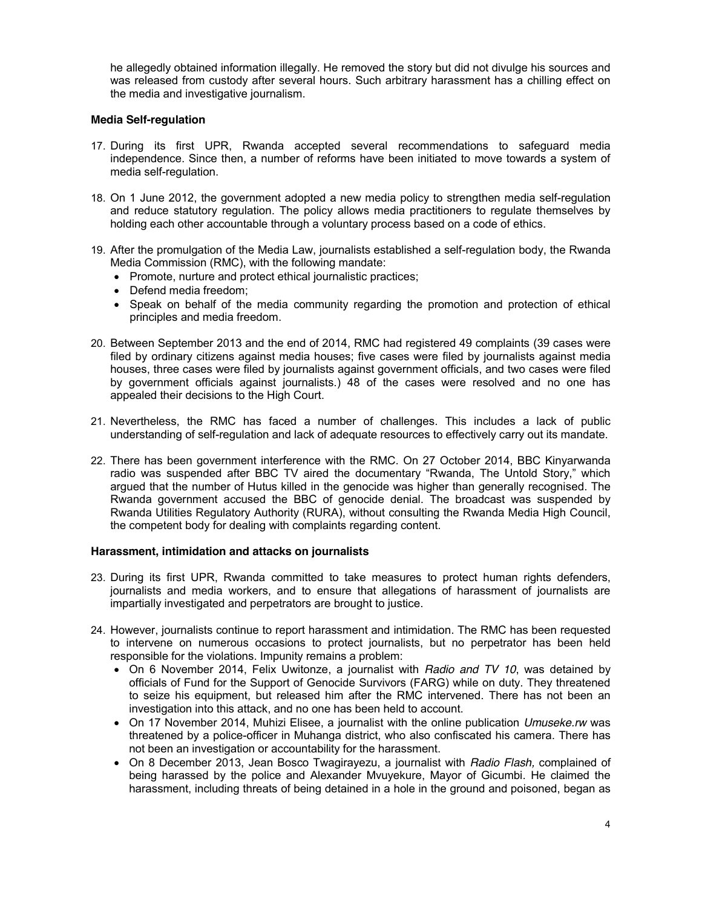he allegedly obtained information illegally. He removed the story but did not divulge his sources and was released from custody after several hours. Such arbitrary harassment has a chilling effect on the media and investigative journalism.

**Media Self-regulation**

17. During its first UPR, Rwanda accepted several recommendations to safeguard media independence. Since then, a number of reforms have been initiated to move towards a system of media self-regulation.

18. On 1 June 2012, the government adopted a new media policy to strengthen media self-regulation and reduce statutory regulation. The policy allows media practitioners to regulate themselves by holding each other accountable through a voluntary process based on a code of ethics.

19. After the promulgation of the Media Law, journalists established a self-regulation body, the Rwanda Media Commission (RMC), with the following mandate:
    - Promote, nurture and protect ethical journalistic practices;
    - Defend media freedom;
    - Speak on behalf of the media community regarding the promotion and protection of ethical principles and media freedom.

20. Between September 2013 and the end of 2014, RMC had registered 49 complaints (39 cases were filed by ordinary citizens against media houses; five cases were filed by journalists against media houses, three cases were filed by journalists against government officials, and two cases were filed by government officials against journalists.) 48 of the cases were resolved and no one has appealed their decisions to the High Court.

21. Nevertheless, the RMC has faced a number of challenges. This includes a lack of public understanding of self-regulation and lack of adequate resources to effectively carry out its mandate.

22. There has been government interference with the RMC. On 27 October 2014, BBC Kinyarwanda radio was suspended after BBC TV aired the documentary "Rwanda, The Untold Story," which argued that the number of Hutus killed in the genocide was higher than generally recognised. The Rwanda government accused the BBC of genocide denial. The broadcast was suspended by Rwanda Utilities Regulatory Authority (RURA), without consulting the Rwanda Media High Council, the competent body for dealing with complaints regarding content.

**Harassment, intimidation and attacks on journalists**

23. During its first UPR, Rwanda committed to take measures to protect human rights defenders, journalists and media workers, and to ensure that allegations of harassment of journalists are impartially investigated and perpetrators are brought to justice.

24. However, journalists continue to report harassment and intimidation. The RMC has been requested to intervene on numerous occasions to protect journalists, but no perpetrator has been held responsible for the violations. Impunity remains a problem:
    - On 6 November 2014, Felix Uwitonze, a journalist with *Radio and TV 10*, was detained by officials of Fund for the Support of Genocide Survivors (FARG) while on duty. They threatened to seize his equipment, but released him after the RMC intervened. There has not been an investigation into this attack, and no one has been held to account.
    - On 17 November 2014, Muhizi Elisee, a journalist with the online publication *Umuseke.rw* was threatened by a police-officer in Muhanga district, who also confiscated his camera. There has not been an investigation or accountability for the harassment.
    - On 8 December 2013, Jean Bosco Twagirayezu, a journalist with *Radio Flash,* complained of being harassed by the police and Alexander Mvuyekure, Mayor of Gicumbi. He claimed the harassment, including threats of being detained in a hole in the ground and poisoned, began as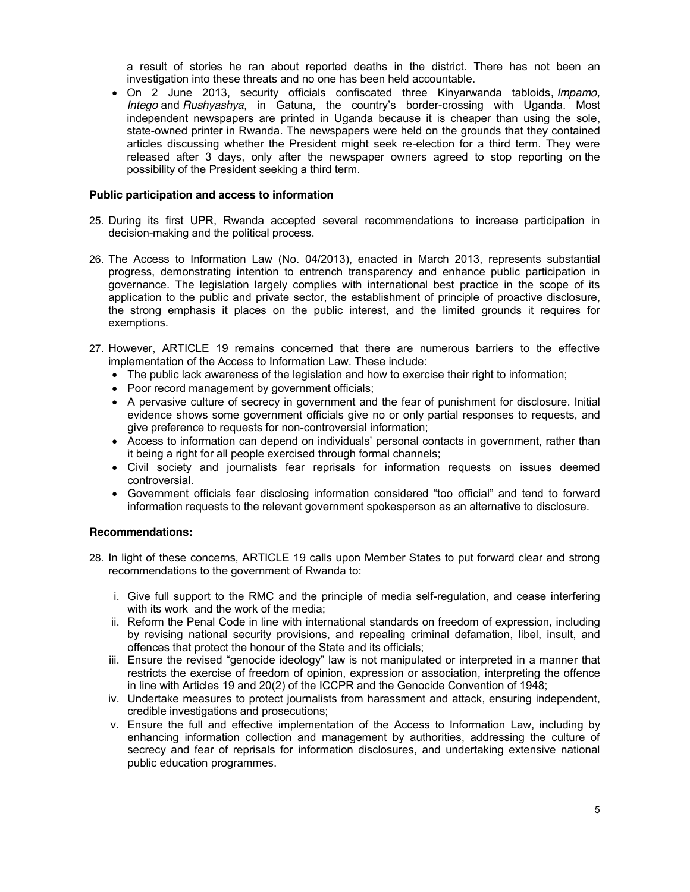a result of stories he ran about reported deaths in the district. There has not been an investigation into these threats and no one has been held accountable.

- On 2 June 2013, security officials confiscated three Kinyarwanda tabloids, *Impamo, Intego* and *Rushyashya*, in Gatuna, the country's border-crossing with Uganda. Most independent newspapers are printed in Uganda because it is cheaper than using the sole, state-owned printer in Rwanda. The newspapers were held on the grounds that they contained articles discussing whether the President might seek re-election for a third term. They were released after 3 days, only after the newspaper owners agreed to stop reporting on the possibility of the President seeking a third term.

**Public participation and access to information**

25. During its first UPR, Rwanda accepted several recommendations to increase participation in decision-making and the political process.

26. The Access to Information Law (No. 04/2013), enacted in March 2013, represents substantial progress, demonstrating intention to entrench transparency and enhance public participation in governance. The legislation largely complies with international best practice in the scope of its application to the public and private sector, the establishment of principle of proactive disclosure, the strong emphasis it places on the public interest, and the limited grounds it requires for exemptions.

27. However, ARTICLE 19 remains concerned that there are numerous barriers to the effective implementation of the Access to Information Law. These include:
    - The public lack awareness of the legislation and how to exercise their right to information;
    - Poor record management by government officials;
    - A pervasive culture of secrecy in government and the fear of punishment for disclosure. Initial evidence shows some government officials give no or only partial responses to requests, and give preference to requests for non-controversial information;
    - Access to information can depend on individuals' personal contacts in government, rather than it being a right for all people exercised through formal channels;
    - Civil society and journalists fear reprisals for information requests on issues deemed controversial.
    - Government officials fear disclosing information considered "too official" and tend to forward information requests to the relevant government spokesperson as an alternative to disclosure.

**Recommendations:**

28. In light of these concerns, ARTICLE 19 calls upon Member States to put forward clear and strong recommendations to the government of Rwanda to:

    i. Give full support to the RMC and the principle of media self-regulation, and cease interfering with its work and the work of the media;
    ii. Reform the Penal Code in line with international standards on freedom of expression, including by revising national security provisions, and repealing criminal defamation, libel, insult, and offences that protect the honour of the State and its officials;
    iii. Ensure the revised "genocide ideology" law is not manipulated or interpreted in a manner that restricts the exercise of freedom of opinion, expression or association, interpreting the offence in line with Articles 19 and 20(2) of the ICCPR and the Genocide Convention of 1948;
    iv. Undertake measures to protect journalists from harassment and attack, ensuring independent, credible investigations and prosecutions;
    v. Ensure the full and effective implementation of the Access to Information Law, including by enhancing information collection and management by authorities, addressing the culture of secrecy and fear of reprisals for information disclosures, and undertaking extensive national public education programmes.